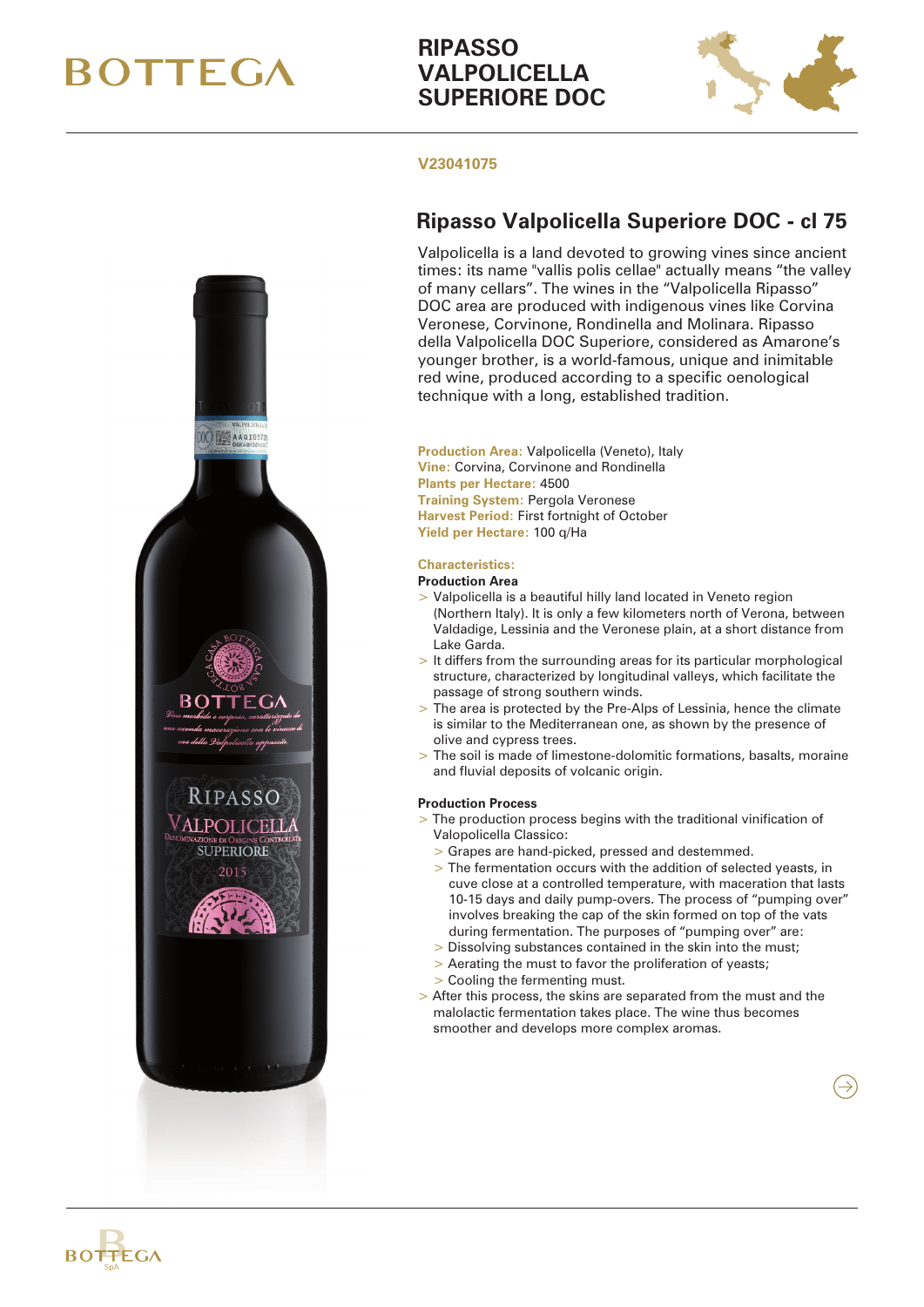# BOTTEGA

## RIPASSO VALPOLICELLA SUPERIORE DOC

**V23041075**

## Ripasso Valpolicella Superiore DOC - cl 75

Valpolicella is a land devoted to growing vines since ancient times: its name "vallis polis cellae" actually means "the valley of many cellars". The wines in the "Valpolicella Ripasso" DOC area are produced with indigenous vines like Corvina Veronese, Corvinone, Rondinella and Molinara. Ripasso della Valpolicella DOC Superiore, considered as Amarone's younger brother, is a world-famous, unique and inimitable red wine, produced according to a specific oenological technique with a long, established tradition.

**Production Area:** Valpolicella (Veneto), Italy
**Vine:** Corvina, Corvinone and Rondinella
**Plants per Hectare:** 4500
**Training System:** Pergola Veronese
**Harvest Period:** First fortnight of October
**Yield per Hectare:** 100 q/Ha

**Characteristics:**

**Production Area**

- Valpolicella is a beautiful hilly land located in Veneto region (Northern Italy). It is only a few kilometers north of Verona, between Valdadige, Lessinia and the Veronese plain, at a short distance from Lake Garda.
- It differs from the surrounding areas for its particular morphological structure, characterized by longitudinal valleys, which facilitate the passage of strong southern winds.
- The area is protected by the Pre-Alps of Lessinia, hence the climate is similar to the Mediterranean one, as shown by the presence of olive and cypress trees.
- The soil is made of limestone-dolomitic formations, basalts, moraine and fluvial deposits of volcanic origin.

**Production Process**

- The production process begins with the traditional vinification of Valopolicella Classico:
  - Grapes are hand-picked, pressed and destemmed.
  - The fermentation occurs with the addition of selected yeasts, in cuve close at a controlled temperature, with maceration that lasts 10-15 days and daily pump-overs. The process of "pumping over" involves breaking the cap of the skin formed on top of the vats during fermentation. The purposes of "pumping over" are:
  - Dissolving substances contained in the skin into the must;
  - Aerating the must to favor the proliferation of yeasts;
  - Cooling the fermenting must.
- After this process, the skins are separated from the must and the malolactic fermentation takes place. The wine thus becomes smoother and develops more complex aromas.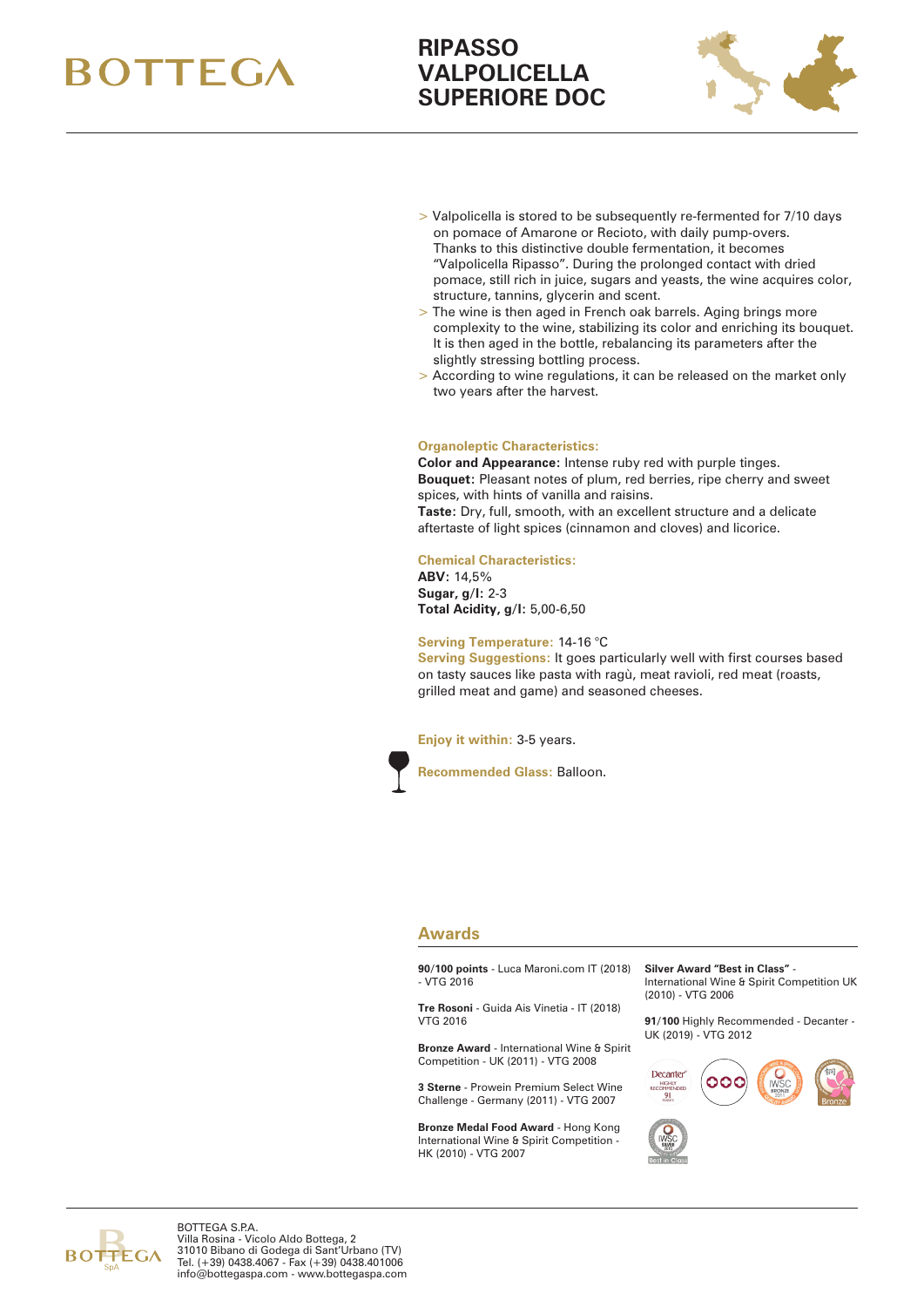# BOTTEGA

## RIPASSO VALPOLICELLA SUPERIORE DOC

> Valpolicella is stored to be subsequently re-fermented for 7/10 days on pomace of Amarone or Recioto, with daily pump-overs. Thanks to this distinctive double fermentation, it becomes "Valpolicella Ripasso". During the prolonged contact with dried pomace, still rich in juice, sugars and yeasts, the wine acquires color, structure, tannins, glycerin and scent.

> The wine is then aged in French oak barrels. Aging brings more complexity to the wine, stabilizing its color and enriching its bouquet. It is then aged in the bottle, rebalancing its parameters after the slightly stressing bottling process.

> According to wine regulations, it can be released on the market only two years after the harvest.

**Organoleptic Characteristics:**
**Color and Appearance:** Intense ruby red with purple tinges.
**Bouquet:** Pleasant notes of plum, red berries, ripe cherry and sweet spices, with hints of vanilla and raisins.
**Taste:** Dry, full, smooth, with an excellent structure and a delicate aftertaste of light spices (cinnamon and cloves) and licorice.

**Chemical Characteristics:**
**ABV:** 14,5%
**Sugar, g/l:** 2-3
**Total Acidity, g/l:** 5,00-6,50

**Serving Temperature:** 14-16 °C
**Serving Suggestions:** It goes particularly well with first courses based on tasty sauces like pasta with ragù, meat ravioli, red meat (roasts, grilled meat and game) and seasoned cheeses.

**Enjoy it within:** 3-5 years.

**Recommended Glass:** Balloon.

## Awards

**90/100 points** - Luca Maroni.com IT (2018) - VTG 2016

**Tre Rosoni** - Guida Ais Vinetia - IT (2018) VTG 2016

**Bronze Award** - International Wine & Spirit Competition - UK (2011) - VTG 2008

**3 Sterne** - Prowein Premium Select Wine Challenge - Germany (2011) - VTG 2007

**Bronze Medal Food Award** - Hong Kong International Wine & Spirit Competition - HK (2010) - VTG 2007

**Silver Award "Best in Class"** - International Wine & Spirit Competition UK (2010) - VTG 2006

**91/100** Highly Recommended - Decanter - UK (2019) - VTG 2012

BOTTEGA S.P.A.
Villa Rosina - Vicolo Aldo Bottega, 2
31010 Bibano di Godega di Sant'Urbano (TV)
Tel. (+39) 0438.4067 - Fax (+39) 0438.401006
info@bottegaspa.com - www.bottegaspa.com